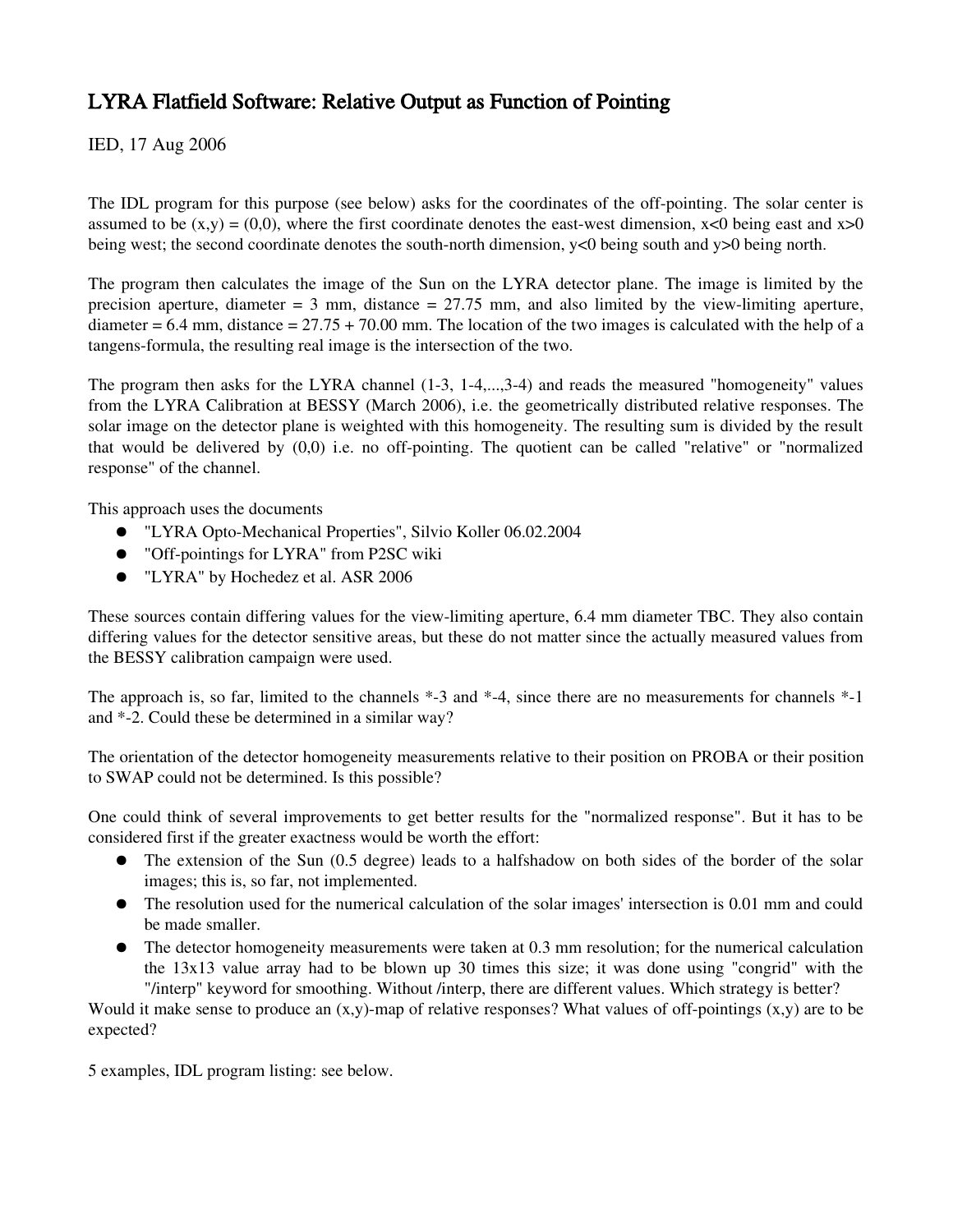# LYRA Flatfield Software: Relative Output as Function of Pointing

IED, 17 Aug 2006

The IDL program for this purpose (see below) asks for the coordinates of the off-pointing. The solar center is assumed to be (x,y) = (0,0), where the first coordinate denotes the east-west dimension, x<0 being east and x>0 being west; the second coordinate denotes the south-north dimension, y<0 being south and y>0 being north.

The program then calculates the image of the Sun on the LYRA detector plane. The image is limited by the precision aperture, diameter = 3 mm, distance = 27.75 mm, and also limited by the view-limiting aperture, diameter = 6.4 mm, distance = 27.75 + 70.00 mm. The location of the two images is calculated with the help of a tangens-formula, the resulting real image is the intersection of the two.

The program then asks for the LYRA channel (1-3, 1-4,...,3-4) and reads the measured "homogeneity" values from the LYRA Calibration at BESSY (March 2006), i.e. the geometrically distributed relative responses. The solar image on the detector plane is weighted with this homogeneity. The resulting sum is divided by the result that would be delivered by (0,0) i.e. no off-pointing. The quotient can be called "relative" or "normalized response" of the channel.

This approach uses the documents

- "LYRA Opto-Mechanical Properties", Silvio Koller 06.02.2004
- "Off-pointings for LYRA" from P2SC wiki
- "LYRA" by Hochedez et al. ASR 2006

These sources contain differing values for the view-limiting aperture, 6.4 mm diameter TBC. They also contain differing values for the detector sensitive areas, but these do not matter since the actually measured values from the BESSY calibration campaign were used.

The approach is, so far, limited to the channels *-3 and *-4, since there are no measurements for channels *-1 and *-2. Could these be determined in a similar way?

The orientation of the detector homogeneity measurements relative to their position on PROBA or their position to SWAP could not be determined. Is this possible?

One could think of several improvements to get better results for the "normalized response". But it has to be considered first if the greater exactness would be worth the effort:

- The extension of the Sun (0.5 degree) leads to a halfshadow on both sides of the border of the solar images; this is, so far, not implemented.
- The resolution used for the numerical calculation of the solar images' intersection is 0.01 mm and could be made smaller.
- The detector homogeneity measurements were taken at 0.3 mm resolution; for the numerical calculation the 13x13 value array had to be blown up 30 times this size; it was done using "congrid" with the "/interp" keyword for smoothing. Without /interp, there are different values. Which strategy is better?

Would it make sense to produce an (x,y)-map of relative responses? What values of off-pointings (x,y) are to be expected?

5 examples, IDL program listing: see below.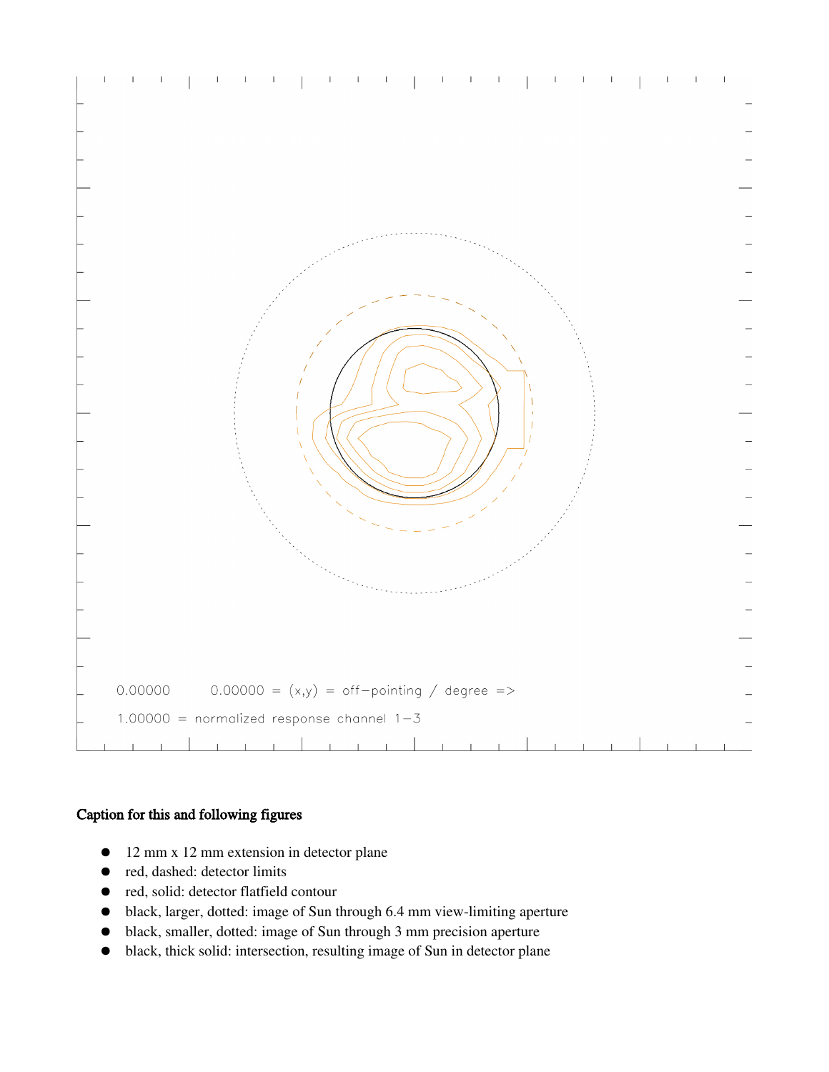0.00000     0.00000 = (x,y) = off–pointing / degree =>

1.00000 = normalized response channel 1–3

**Caption for this and following figures**

- 12 mm x 12 mm extension in detector plane
- red, dashed: detector limits
- red, solid: detector flatfield contour
- black, larger, dotted: image of Sun through 6.4 mm view-limiting aperture
- black, smaller, dotted: image of Sun through 3 mm precision aperture
- black, thick solid: intersection, resulting image of Sun in detector plane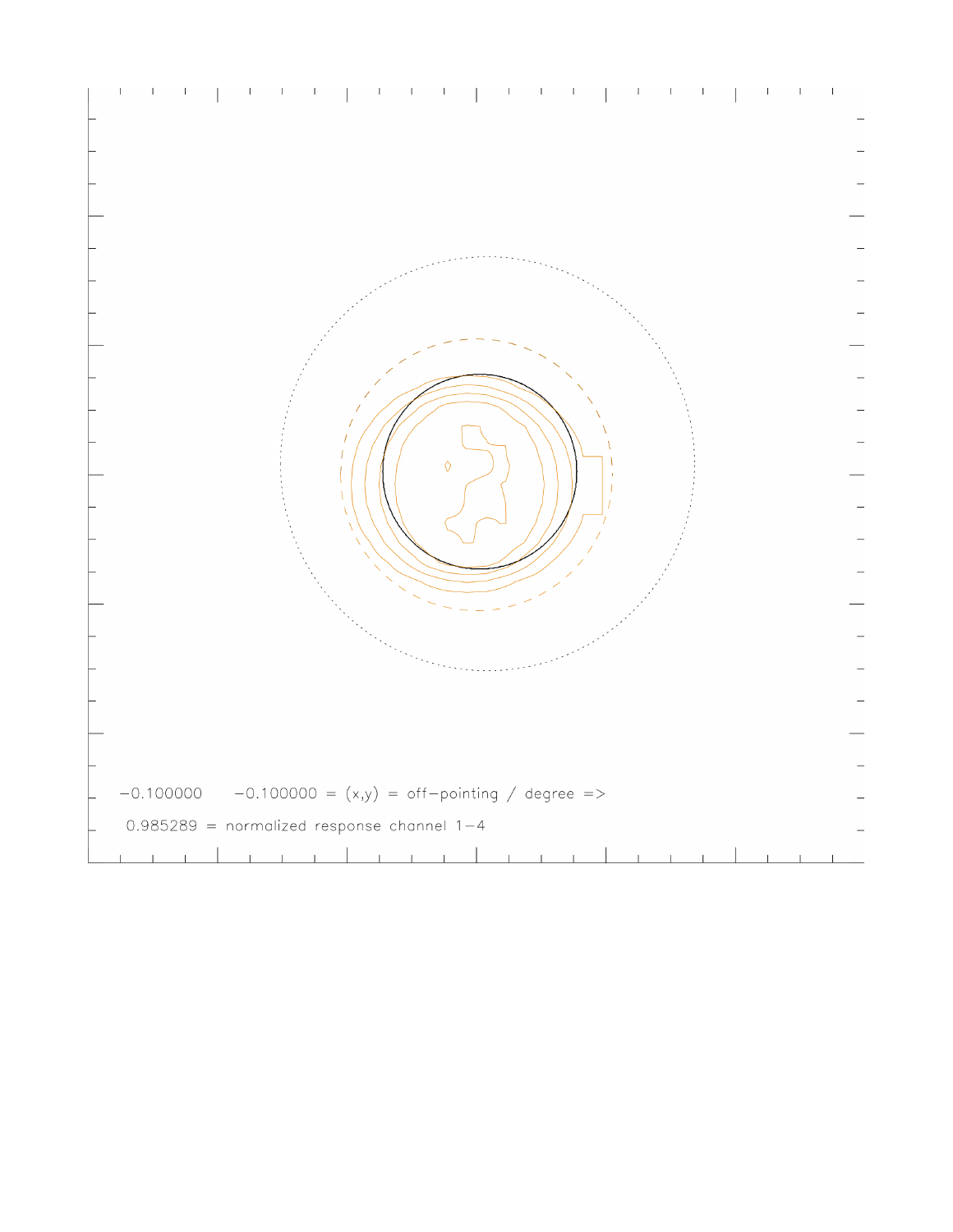−0.100000 −0.100000 = (x,y) = off−pointing / degree =>

0.985289 = normalized response channel 1−4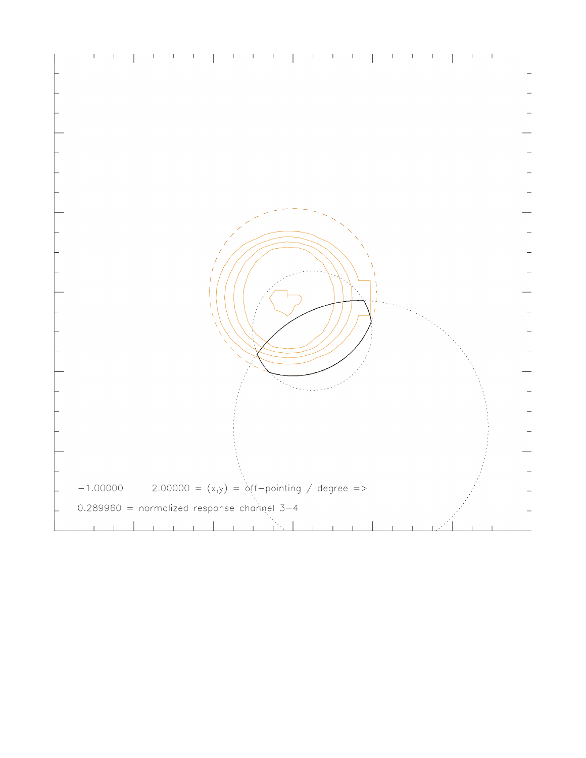−1.00000       2.00000 = (x,y) = off−pointing / degree =>

0.289960 = normalized response channel 3−4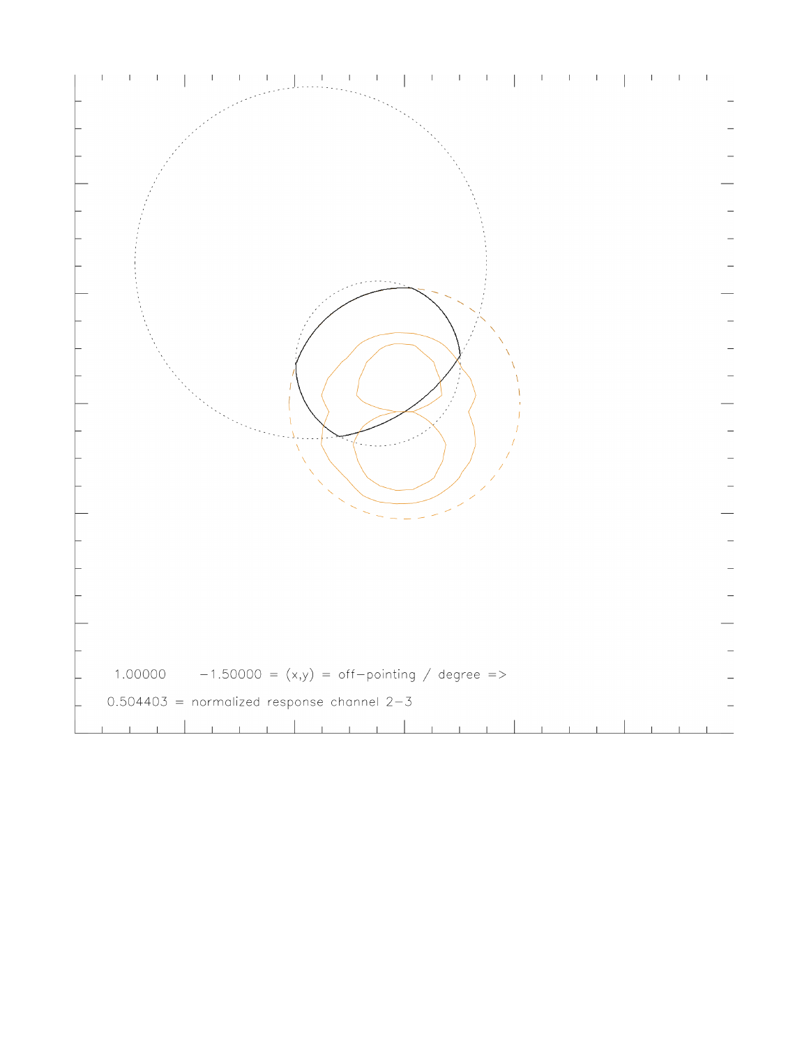1.00000  −1.50000 = (x,y) = off−pointing / degree =>

0.504403 = normalized response channel 2−3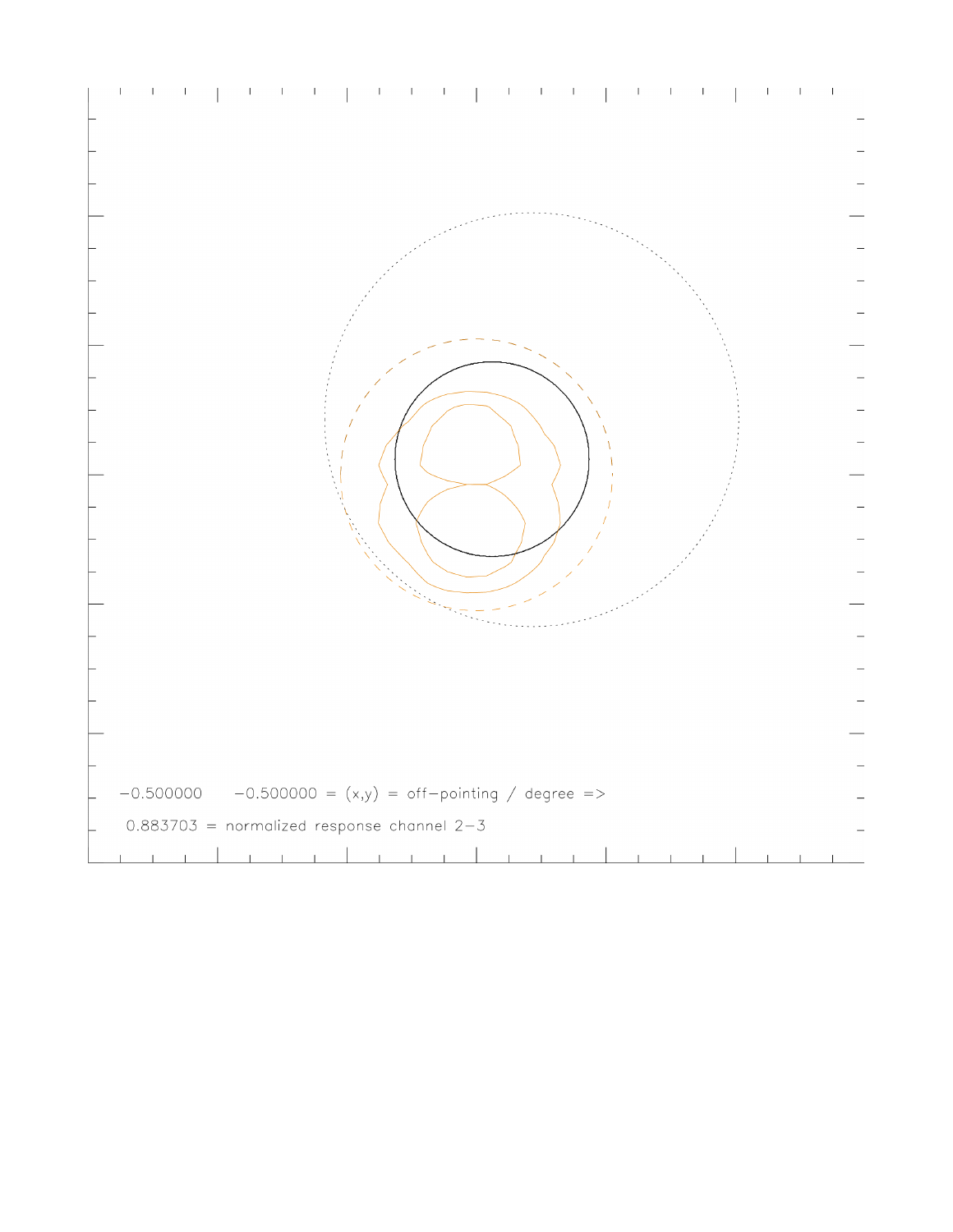−0.500000     −0.500000 = (x,y) = off−pointing / degree =>

0.883703 = normalized response channel 2−3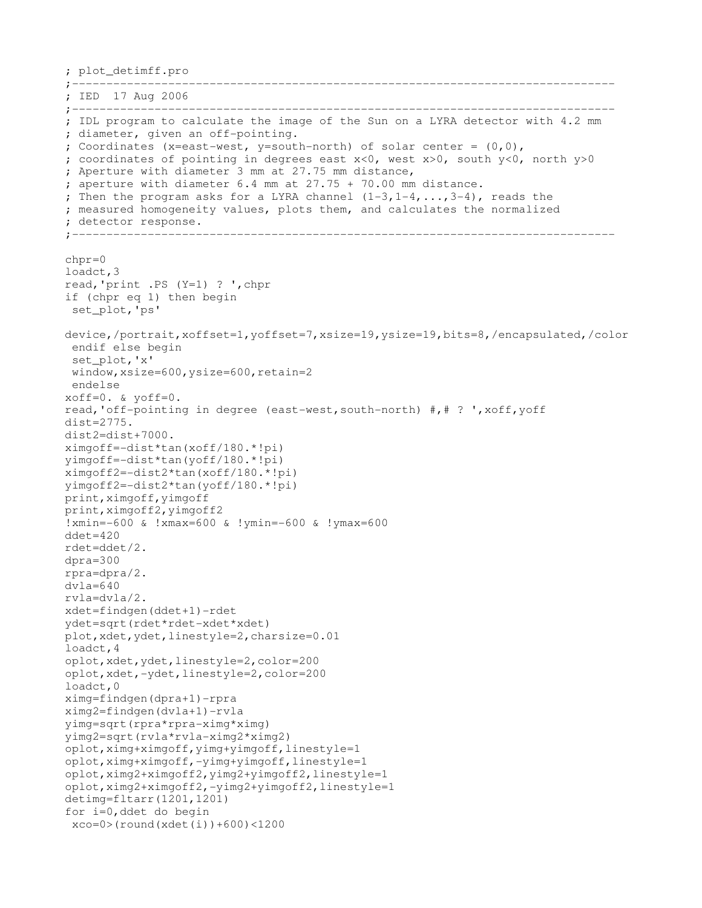```
; plot_detimff.pro
;-----------------------------------------------------------------------------
; IED  17 Aug 2006
;-----------------------------------------------------------------------------
; IDL program to calculate the image of the Sun on a LYRA detector with 4.2 mm
; diameter, given an off-pointing.
; Coordinates (x=east-west, y=south-north) of solar center = (0,0),
; coordinates of pointing in degrees east x<0, west x>0, south y<0, north y>0
; Aperture with diameter 3 mm at 27.75 mm distance,
; aperture with diameter 6.4 mm at 27.75 + 70.00 mm distance.
; Then the program asks for a LYRA channel (1-3,1-4,...,3-4), reads the
; measured homogeneity values, plots them, and calculates the normalized
; detector response.
;-----------------------------------------------------------------------------

chpr=0
loadct,3
read,'print .PS (Y=1) ? ',chpr
if (chpr eq 1) then begin
 set_plot,'ps'

device,/portrait,xoffset=1,yoffset=7,xsize=19,ysize=19,bits=8,/encapsulated,/color
 endif else begin
 set_plot,'x'
 window,xsize=600,ysize=600,retain=2
 endelse
xoff=0. & yoff=0.
read,'off-pointing in degree (east-west,south-north) #,# ? ',xoff,yoff
dist=2775.
dist2=dist+7000.
ximgoff=-dist*tan(xoff/180.*!pi)
yimgoff=-dist*tan(yoff/180.*!pi)
ximgoff2=-dist2*tan(xoff/180.*!pi)
yimgoff2=-dist2*tan(yoff/180.*!pi)
print,ximgoff,yimgoff
print,ximgoff2,yimgoff2
!xmin=-600 & !xmax=600 & !ymin=-600 & !ymax=600
ddet=420
rdet=ddet/2.
dpra=300
rpra=dpra/2.
dvla=640
rvla=dvla/2.
xdet=findgen(ddet+1)-rdet
ydet=sqrt(rdet*rdet-xdet*xdet)
plot,xdet,ydet,linestyle=2,charsize=0.01
loadct,4
oplot,xdet,ydet,linestyle=2,color=200
oplot,xdet,-ydet,linestyle=2,color=200
loadct,0
ximg=findgen(dpra+1)-rpra
ximg2=findgen(dvla+1)-rvla
yimg=sqrt(rpra*rpra-ximg*ximg)
yimg2=sqrt(rvla*rvla-ximg2*ximg2)
oplot,ximg+ximgoff,yimg+yimgoff,linestyle=1
oplot,ximg+ximgoff,-yimg+yimgoff,linestyle=1
oplot,ximg2+ximgoff2,yimg2+yimgoff2,linestyle=1
oplot,ximg2+ximgoff2,-yimg2+yimgoff2,linestyle=1
detimg=fltarr(1201,1201)
for i=0,ddet do begin
 xco=0>(round(xdet(i))+600)<1200
```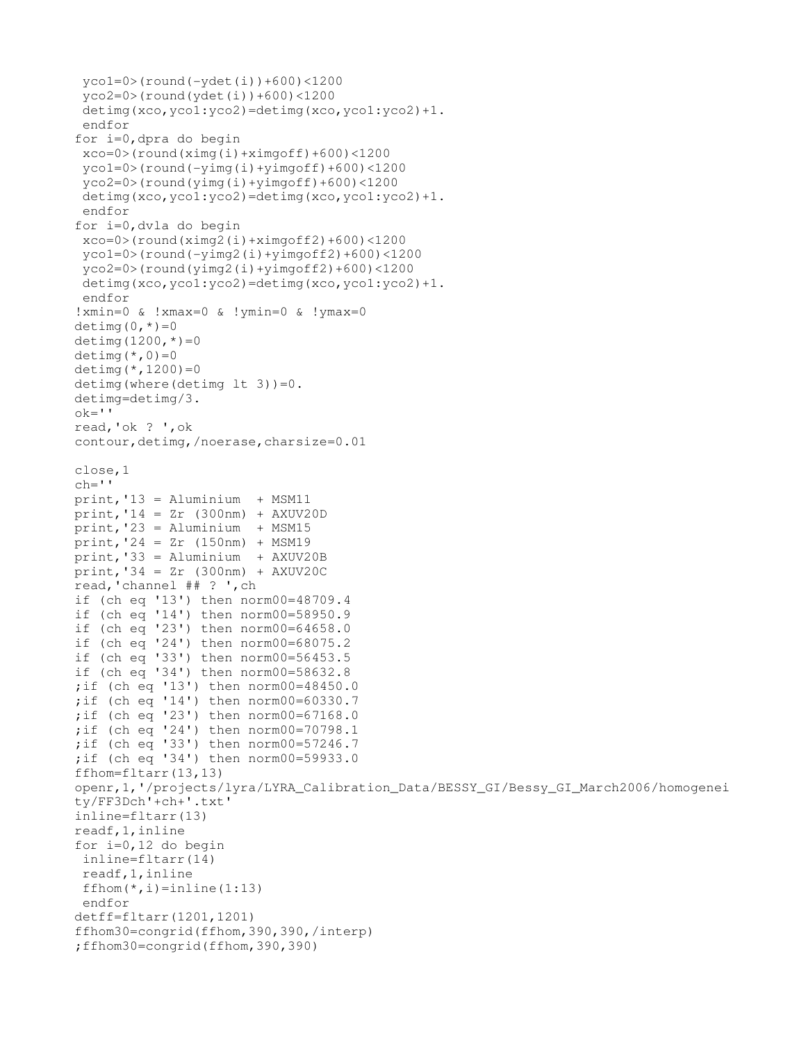```
 yco1=0>(round(-ydet(i))+600)<1200
 yco2=0>(round(ydet(i))+600)<1200
 detimg(xco,yco1:yco2)=detimg(xco,yco1:yco2)+1.
 endfor
for i=0,dpra do begin
 xco=0>(round(ximg(i)+ximgoff)+600)<1200
 yco1=0>(round(-yimg(i)+yimgoff)+600)<1200
 yco2=0>(round(yimg(i)+yimgoff)+600)<1200
 detimg(xco,yco1:yco2)=detimg(xco,yco1:yco2)+1.
 endfor
for i=0,dvla do begin
 xco=0>(round(ximg2(i)+ximgoff2)+600)<1200
 yco1=0>(round(-yimg2(i)+yimgoff2)+600)<1200
 yco2=0>(round(yimg2(i)+yimgoff2)+600)<1200
 detimg(xco,yco1:yco2)=detimg(xco,yco1:yco2)+1.
 endfor
!xmin=0 & !xmax=0 & !ymin=0 & !ymax=0
detimg(0,*)=0
detimg(1200,*)=0
detimg(*,0)=0
detimg(*,1200)=0
detimg(where(detimg lt 3))=0.
detimg=detimg/3.
ok=''
read,'ok ? ',ok
contour,detimg,/noerase,charsize=0.01

close,1
ch=''
print,'13 = Aluminium  + MSM11
print,'14 = Zr (300nm) + AXUV20D
print,'23 = Aluminium  + MSM15
print,'24 = Zr (150nm) + MSM19
print,'33 = Aluminium  + AXUV20B
print,'34 = Zr (300nm) + AXUV20C
read,'channel ## ? ',ch
if (ch eq '13') then norm00=48709.4
if (ch eq '14') then norm00=58950.9
if (ch eq '23') then norm00=64658.0
if (ch eq '24') then norm00=68075.2
if (ch eq '33') then norm00=56453.5
if (ch eq '34') then norm00=58632.8
;if (ch eq '13') then norm00=48450.0
;if (ch eq '14') then norm00=60330.7
;if (ch eq '23') then norm00=67168.0
;if (ch eq '24') then norm00=70798.1
;if (ch eq '33') then norm00=57246.7
;if (ch eq '34') then norm00=59933.0
ffhom=fltarr(13,13)
openr,1,'/projects/lyra/LYRA_Calibration_Data/BESSY_GI/Bessy_GI_March2006/homogeneity/FF3Dch'+ch+'.txt'
inline=fltarr(13)
readf,1,inline
for i=0,12 do begin
 inline=fltarr(14)
 readf,1,inline
 ffhom(*,i)=inline(1:13)
 endfor
detff=fltarr(1201,1201)
ffhom30=congrid(ffhom,390,390,/interp)
;ffhom30=congrid(ffhom,390,390)
```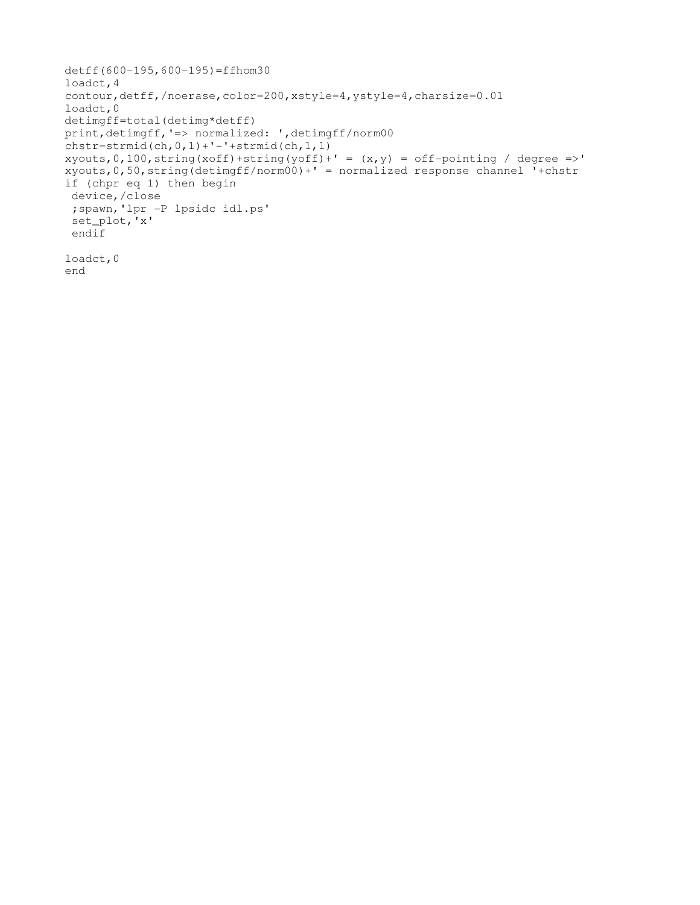```
detff(600-195,600-195)=ffhom30
loadct,4
contour,detff,/noerase,color=200,xstyle=4,ystyle=4,charsize=0.01
loadct,0
detimgff=total(detimg*detff)
print,detimgff,'=> normalized: ',detimgff/norm00
chstr=strmid(ch,0,1)+'-'+strmid(ch,1,1)
xyouts,0,100,string(xoff)+string(yoff)+' = (x,y) = off-pointing / degree =>'
xyouts,0,50,string(detimgff/norm00)+' = normalized response channel '+chstr
if (chpr eq 1) then begin
 device,/close
 ;spawn,'lpr -P lpsidc idl.ps'
 set_plot,'x'
 endif

loadct,0
end
```